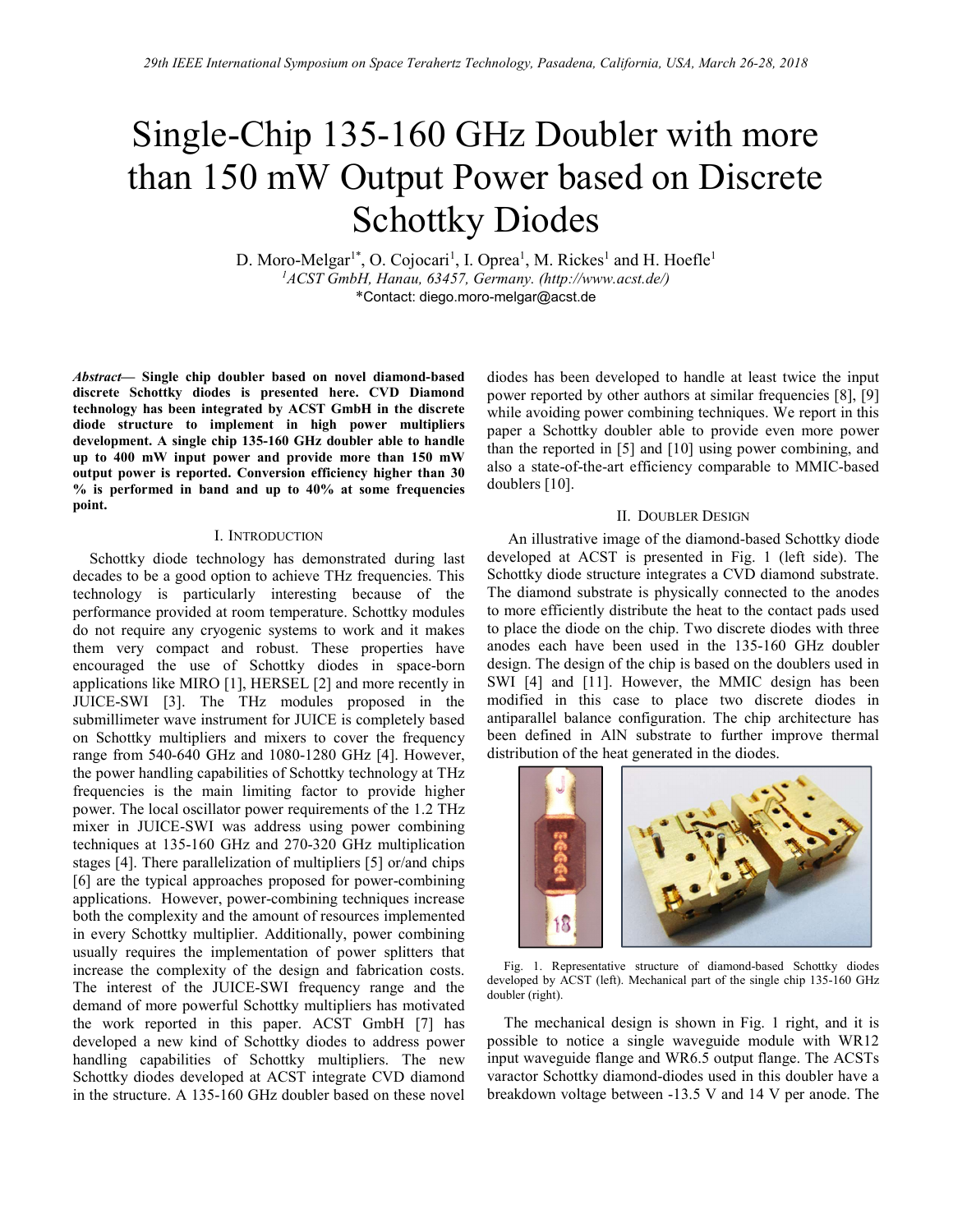# Single-Chip 135-160 GHz Doubler with more than 150 mW Output Power based on Discrete Schottky Diodes

D. Moro-Melgar[1*], O. Cojocari[1], I. Oprea[1], M. Rickes[1] and H. Hoefle[1]

[1]ACST GmbH, Hanau, 63457, Germany. (http://www.acst.de/)

*Contact: diego.moro-melgar@acst.de

***Abstract*— Single chip doubler based on novel diamond-based discrete Schottky diodes is presented here. CVD Diamond technology has been integrated by ACST GmbH in the discrete diode structure to implement in high power multipliers development. A single chip 135-160 GHz doubler able to handle up to 400 mW input power and provide more than 150 mW output power is reported. Conversion efficiency higher than 30 % is performed in band and up to 40% at some frequencies point.**

## I. Introduction

Schottky diode technology has demonstrated during last decades to be a good option to achieve THz frequencies. This technology is particularly interesting because of the performance provided at room temperature. Schottky modules do not require any cryogenic systems to work and it makes them very compact and robust. These properties have encouraged the use of Schottky diodes in space-born applications like MIRO [1], HERSEL [2] and more recently in JUICE-SWI [3]. The THz modules proposed in the submillimeter wave instrument for JUICE is completely based on Schottky multipliers and mixers to cover the frequency range from 540-640 GHz and 1080-1280 GHz [4]. However, the power handling capabilities of Schottky technology at THz frequencies is the main limiting factor to provide higher power. The local oscillator power requirements of the 1.2 THz mixer in JUICE-SWI was address using power combining techniques at 135-160 GHz and 270-320 GHz multiplication stages [4]. There parallelization of multipliers [5] or/and chips [6] are the typical approaches proposed for power-combining applications. However, power-combining techniques increase both the complexity and the amount of resources implemented in every Schottky multiplier. Additionally, power combining usually requires the implementation of power splitters that increase the complexity of the design and fabrication costs. The interest of the JUICE-SWI frequency range and the demand of more powerful Schottky multipliers has motivated the work reported in this paper. ACST GmbH [7] has developed a new kind of Schottky diodes to address power handling capabilities of Schottky multipliers. The new Schottky diodes developed at ACST integrate CVD diamond in the structure. A 135-160 GHz doubler based on these novel diodes has been developed to handle at least twice the input power reported by other authors at similar frequencies [8], [9] while avoiding power combining techniques. We report in this paper a Schottky doubler able to provide even more power than the reported in [5] and [10] using power combining, and also a state-of-the-art efficiency comparable to MMIC-based doublers [10].

## II. Doubler Design

An illustrative image of the diamond-based Schottky diode developed at ACST is presented in Fig. 1 (left side). The Schottky diode structure integrates a CVD diamond substrate. The diamond substrate is physically connected to the anodes to more efficiently distribute the heat to the contact pads used to place the diode on the chip. Two discrete diodes with three anodes each have been used in the 135-160 GHz doubler design. The design of the chip is based on the doublers used in SWI [4] and [11]. However, the MMIC design has been modified in this case to place two discrete diodes in antiparallel balance configuration. The chip architecture has been defined in AlN substrate to further improve thermal distribution of the heat generated in the diodes.

Fig. 1. Representative structure of diamond-based Schottky diodes developed by ACST (left). Mechanical part of the single chip 135-160 GHz doubler (right).

The mechanical design is shown in Fig. 1 right, and it is possible to notice a single waveguide module with WR12 input waveguide flange and WR6.5 output flange. The ACSTs varactor Schottky diamond-diodes used in this doubler have a breakdown voltage between -13.5 V and 14 V per anode. The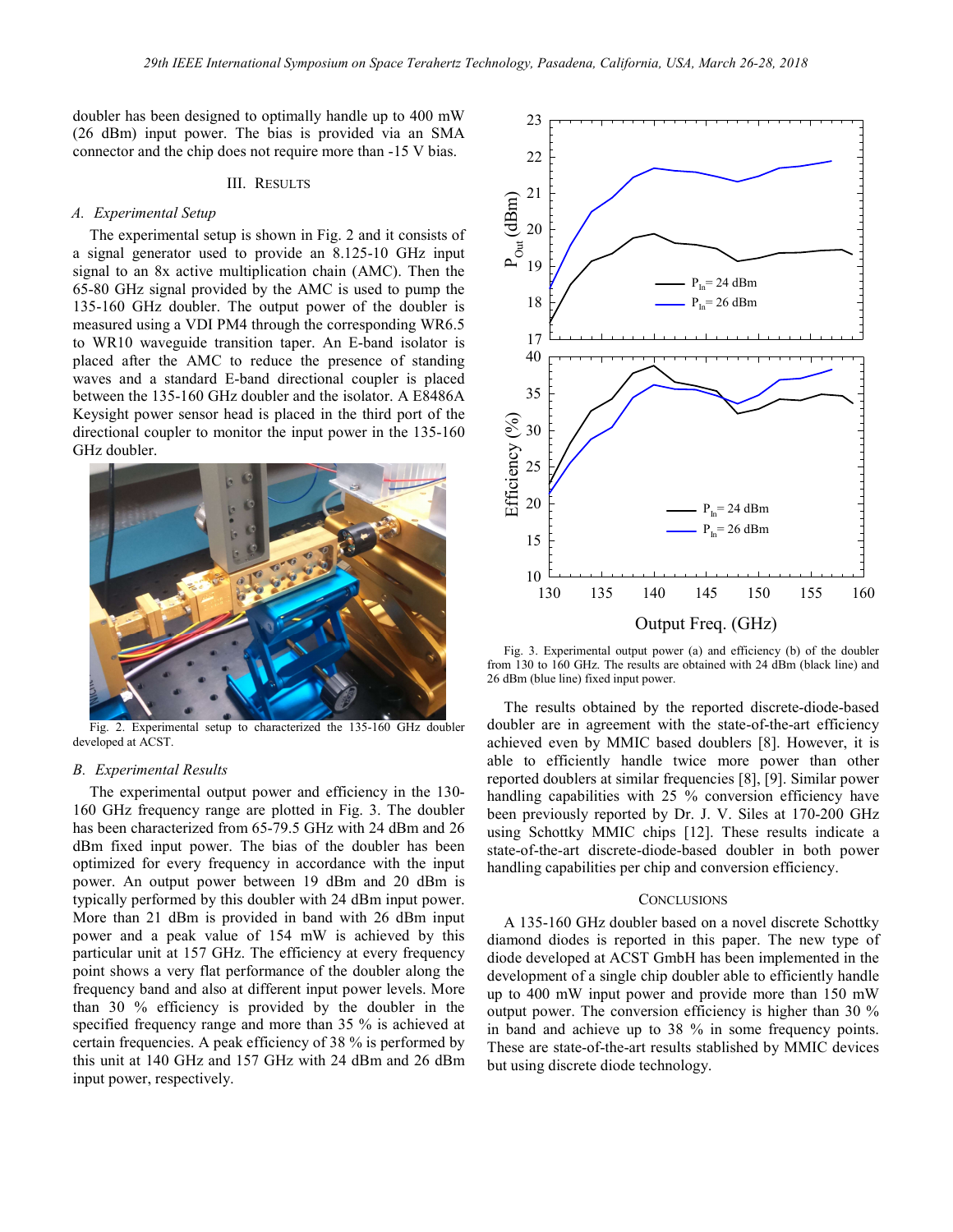doubler has been designed to optimally handle up to 400 mW (26 dBm) input power. The bias is provided via an SMA connector and the chip does not require more than -15 V bias.

## III. Results

### A. Experimental Setup

The experimental setup is shown in Fig. 2 and it consists of a signal generator used to provide an 8.125-10 GHz input signal to an 8x active multiplication chain (AMC). Then the 65-80 GHz signal provided by the AMC is used to pump the 135-160 GHz doubler. The output power of the doubler is measured using a VDI PM4 through the corresponding WR6.5 to WR10 waveguide transition taper. An E-band isolator is placed after the AMC to reduce the presence of standing waves and a standard E-band directional coupler is placed between the 135-160 GHz doubler and the isolator. A E8486A Keysight power sensor head is placed in the third port of the directional coupler to monitor the input power in the 135-160 GHz doubler.

Fig. 2. Experimental setup to characterized the 135-160 GHz doubler developed at ACST.

### B. Experimental Results

The experimental output power and efficiency in the 130-160 GHz frequency range are plotted in Fig. 3. The doubler has been characterized from 65-79.5 GHz with 24 dBm and 26 dBm fixed input power. The bias of the doubler has been optimized for every frequency in accordance with the input power. An output power between 19 dBm and 20 dBm is typically performed by this doubler with 24 dBm input power. More than 21 dBm is provided in band with 26 dBm input power and a peak value of 154 mW is achieved by this particular unit at 157 GHz. The efficiency at every frequency point shows a very flat performance of the doubler along the frequency band and also at different input power levels. More than 30 % efficiency is provided by the doubler in the specified frequency range and more than 35 % is achieved at certain frequencies. A peak efficiency of 38 % is performed by this unit at 140 GHz and 157 GHz with 24 dBm and 26 dBm input power, respectively.

Fig. 3. Experimental output power (a) and efficiency (b) of the doubler from 130 to 160 GHz. The results are obtained with 24 dBm (black line) and 26 dBm (blue line) fixed input power.

The results obtained by the reported discrete-diode-based doubler are in agreement with the state-of-the-art efficiency achieved even by MMIC based doublers [8]. However, it is able to efficiently handle twice more power than other reported doublers at similar frequencies [8], [9]. Similar power handling capabilities with 25 % conversion efficiency have been previously reported by Dr. J. V. Siles at 170-200 GHz using Schottky MMIC chips [12]. These results indicate a state-of-the-art discrete-diode-based doubler in both power handling capabilities per chip and conversion efficiency.

## Conclusions

A 135-160 GHz doubler based on a novel discrete Schottky diamond diodes is reported in this paper. The new type of diode developed at ACST GmbH has been implemented in the development of a single chip doubler able to efficiently handle up to 400 mW input power and provide more than 150 mW output power. The conversion efficiency is higher than 30 % in band and achieve up to 38 % in some frequency points. These are state-of-the-art results stablished by MMIC devices but using discrete diode technology.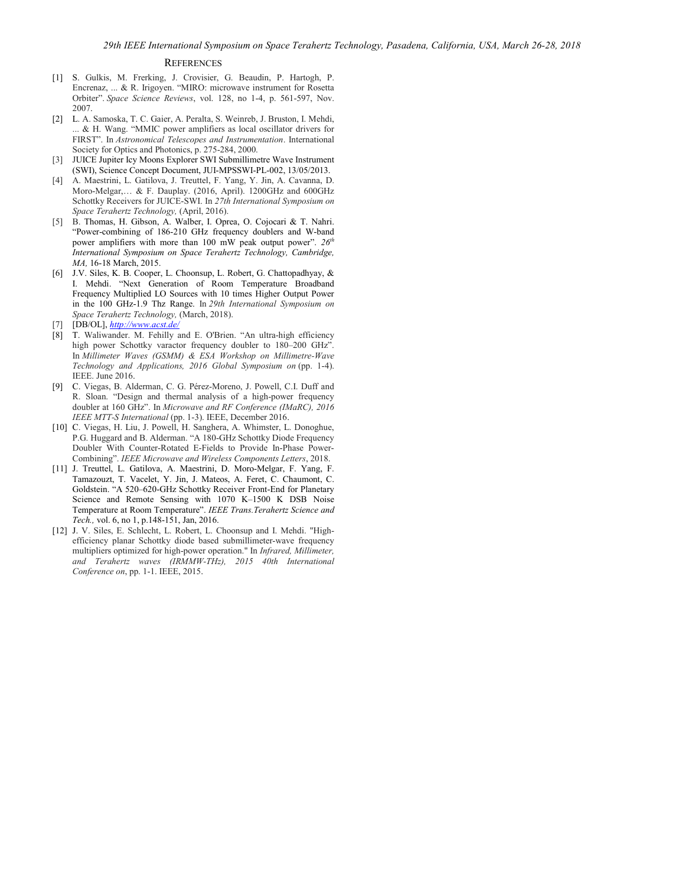## References

[1] S. Gulkis, M. Frerking, J. Crovisier, G. Beaudin, P. Hartogh, P. Encrenaz, ... & R. Irigoyen. "MIRO: microwave instrument for Rosetta Orbiter". *Space Science Reviews*, vol. 128, no 1-4, p. 561-597, Nov. 2007.

[2] L. A. Samoska, T. C. Gaier, A. Peralta, S. Weinreb, J. Bruston, I. Mehdi, ... & H. Wang. "MMIC power amplifiers as local oscillator drivers for FIRST". In *Astronomical Telescopes and Instrumentation*. International Society for Optics and Photonics, p. 275-284, 2000.

[3] JUICE Jupiter Icy Moons Explorer SWI Submillimetre Wave Instrument (SWI), Science Concept Document, JUI-MPSSWI-PL-002, 13/05/2013.

[4] A. Maestrini, L. Gatilova, J. Treuttel, F. Yang, Y. Jin, A. Cavanna, D. Moro-Melgar,… & F. Dauplay. (2016, April). 1200GHz and 600GHz Schottky Receivers for JUICE-SWI. In *27th International Symposium on Space Terahertz Technology,* (April, 2016).

[5] B. Thomas, H. Gibson, A. Walber, I. Oprea, O. Cojocari & T. Nahri. "Power-combining of 186-210 GHz frequency doublers and W-band power amplifiers with more than 100 mW peak output power". *26th International Symposium on Space Terahertz Technology, Cambridge, MA,* 16-18 March, 2015.

[6] J.V. Siles, K. B. Cooper, L. Choonsup, L. Robert, G. Chattopadhyay, & I. Mehdi. "Next Generation of Room Temperature Broadband Frequency Multiplied LO Sources with 10 times Higher Output Power in the 100 GHz-1.9 Thz Range. In *29th International Symposium on Space Terahertz Technology,* (March, 2018).

[7] [DB/OL], http://www.acst.de/

[8] T. Waliwander. M. Fehilly and E. O'Brien. "An ultra-high efficiency high power Schottky varactor frequency doubler to 180–200 GHz". In *Millimeter Waves (GSMM) & ESA Workshop on Millimetre-Wave Technology and Applications, 2016 Global Symposium on* (pp. 1-4). IEEE. June 2016.

[9] C. Viegas, B. Alderman, C. G. Pérez-Moreno, J. Powell, C.I. Duff and R. Sloan. "Design and thermal analysis of a high-power frequency doubler at 160 GHz". In *Microwave and RF Conference (IMaRC), 2016 IEEE MTT-S International* (pp. 1-3). IEEE, December 2016.

[10] C. Viegas, H. Liu, J. Powell, H. Sanghera, A. Whimster, L. Donoghue, P.G. Huggard and B. Alderman. "A 180-GHz Schottky Diode Frequency Doubler With Counter-Rotated E-Fields to Provide In-Phase Power-Combining". *IEEE Microwave and Wireless Components Letters*, 2018.

[11] J. Treuttel, L. Gatilova, A. Maestrini, D. Moro-Melgar, F. Yang, F. Tamazouzt, T. Vacelet, Y. Jin, J. Mateos, A. Feret, C. Chaumont, C. Goldstein. "A 520–620-GHz Schottky Receiver Front-End for Planetary Science and Remote Sensing with 1070 K–1500 K DSB Noise Temperature at Room Temperature". *IEEE Trans.Terahertz Science and Tech.,* vol. 6, no 1, p.148-151, Jan, 2016.

[12] J. V. Siles, E. Schlecht, L. Robert, L. Choonsup and I. Mehdi. "High-efficiency planar Schottky diode based submillimeter-wave frequency multipliers optimized for high-power operation." In *Infrared, Millimeter, and Terahertz waves (IRMMW-THz), 2015 40th International Conference on*, pp. 1-1. IEEE, 2015.